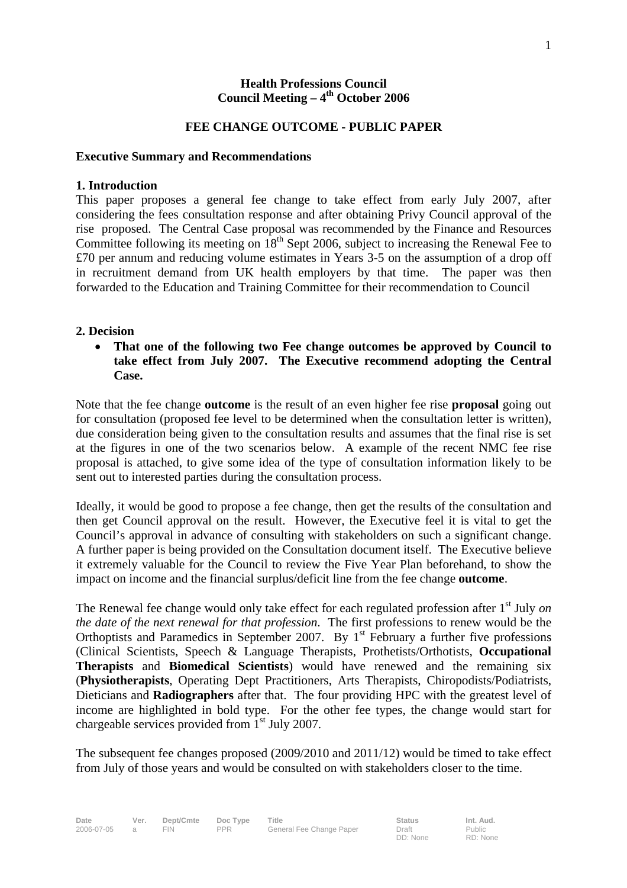**Health Professions Council**
**Council Meeting – 4th October 2006**

**FEE CHANGE OUTCOME - PUBLIC PAPER**

**Executive Summary and Recommendations**

**1. Introduction**

This paper proposes a general fee change to take effect from early July 2007, after considering the fees consultation response and after obtaining Privy Council approval of the rise proposed. The Central Case proposal was recommended by the Finance and Resources Committee following its meeting on 18th Sept 2006, subject to increasing the Renewal Fee to £70 per annum and reducing volume estimates in Years 3-5 on the assumption of a drop off in recruitment demand from UK health employers by that time. The paper was then forwarded to the Education and Training Committee for their recommendation to Council

**2. Decision**

- **That one of the following two Fee change outcomes be approved by Council to take effect from July 2007. The Executive recommend adopting the Central Case.**

Note that the fee change **outcome** is the result of an even higher fee rise **proposal** going out for consultation (proposed fee level to be determined when the consultation letter is written), due consideration being given to the consultation results and assumes that the final rise is set at the figures in one of the two scenarios below. A example of the recent NMC fee rise proposal is attached, to give some idea of the type of consultation information likely to be sent out to interested parties during the consultation process.

Ideally, it would be good to propose a fee change, then get the results of the consultation and then get Council approval on the result. However, the Executive feel it is vital to get the Council's approval in advance of consulting with stakeholders on such a significant change. A further paper is being provided on the Consultation document itself. The Executive believe it extremely valuable for the Council to review the Five Year Plan beforehand, to show the impact on income and the financial surplus/deficit line from the fee change **outcome**.

The Renewal fee change would only take effect for each regulated profession after 1st July *on the date of the next renewal for that profession.* The first professions to renew would be the Orthoptists and Paramedics in September 2007. By 1st February a further five professions (Clinical Scientists, Speech & Language Therapists, Prothetists/Orthotists, **Occupational Therapists** and **Biomedical Scientists**) would have renewed and the remaining six (**Physiotherapists**, Operating Dept Practitioners, Arts Therapists, Chiropodists/Podiatrists, Dieticians and **Radiographers** after that. The four providing HPC with the greatest level of income are highlighted in bold type. For the other fee types, the change would start for chargeable services provided from 1st July 2007.

The subsequent fee changes proposed (2009/2010 and 2011/12) would be timed to take effect from July of those years and would be consulted on with stakeholders closer to the time.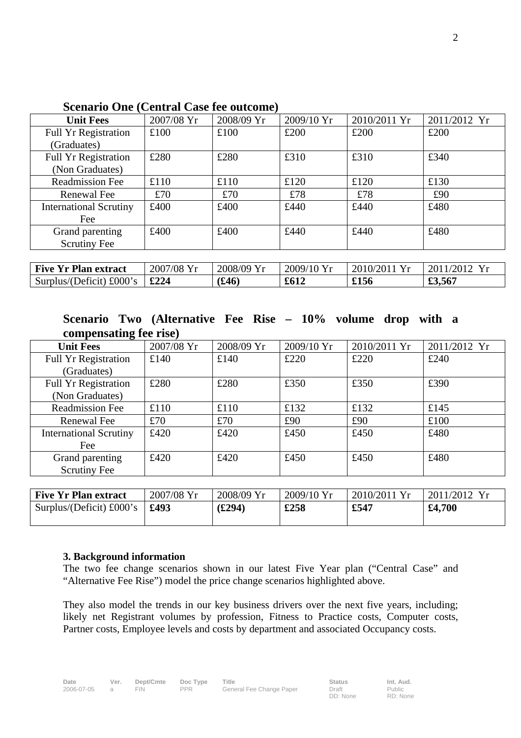**Scenario One (Central Case fee outcome)**

| Unit Fees | 2007/08 Yr | 2008/09 Yr | 2009/10 Yr | 2010/2011 Yr | 2011/2012 Yr |
|---|---|---|---|---|---|
| Full Yr Registration (Graduates) | £100 | £100 | £200 | £200 | £200 |
| Full Yr Registration (Non Graduates) | £280 | £280 | £310 | £310 | £340 |
| Readmission Fee | £110 | £110 | £120 | £120 | £130 |
| Renewal Fee | £70 | £70 | £78 | £78 | £90 |
| International Scrutiny Fee | £400 | £400 | £440 | £440 | £480 |
| Grand parenting Scrutiny Fee | £400 | £400 | £440 | £440 | £480 |

| Five Yr Plan extract | 2007/08 Yr | 2008/09 Yr | 2009/10 Yr | 2010/2011 Yr | 2011/2012 Yr |
|---|---|---|---|---|---|
| Surplus/(Deficit) £000's | **£224** | **(£46)** | **£612** | **£156** | **£3,567** |

**Scenario Two (Alternative Fee Rise – 10% volume drop with a compensating fee rise)**

| Unit Fees | 2007/08 Yr | 2008/09 Yr | 2009/10 Yr | 2010/2011 Yr | 2011/2012 Yr |
|---|---|---|---|---|---|
| Full Yr Registration (Graduates) | £140 | £140 | £220 | £220 | £240 |
| Full Yr Registration (Non Graduates) | £280 | £280 | £350 | £350 | £390 |
| Readmission Fee | £110 | £110 | £132 | £132 | £145 |
| Renewal Fee | £70 | £70 | £90 | £90 | £100 |
| International Scrutiny Fee | £420 | £420 | £450 | £450 | £480 |
| Grand parenting Scrutiny Fee | £420 | £420 | £450 | £450 | £480 |

| Five Yr Plan extract | 2007/08 Yr | 2008/09 Yr | 2009/10 Yr | 2010/2011 Yr | 2011/2012 Yr |
|---|---|---|---|---|---|
| Surplus/(Deficit) £000's | **£493** | **(£294)** | **£258** | **£547** | **£4,700** |

**3. Background information**

The two fee change scenarios shown in our latest Five Year plan ("Central Case" and "Alternative Fee Rise") model the price change scenarios highlighted above.

They also model the trends in our key business drivers over the next five years, including; likely net Registrant volumes by profession, Fitness to Practice costs, Computer costs, Partner costs, Employee levels and costs by department and associated Occupancy costs.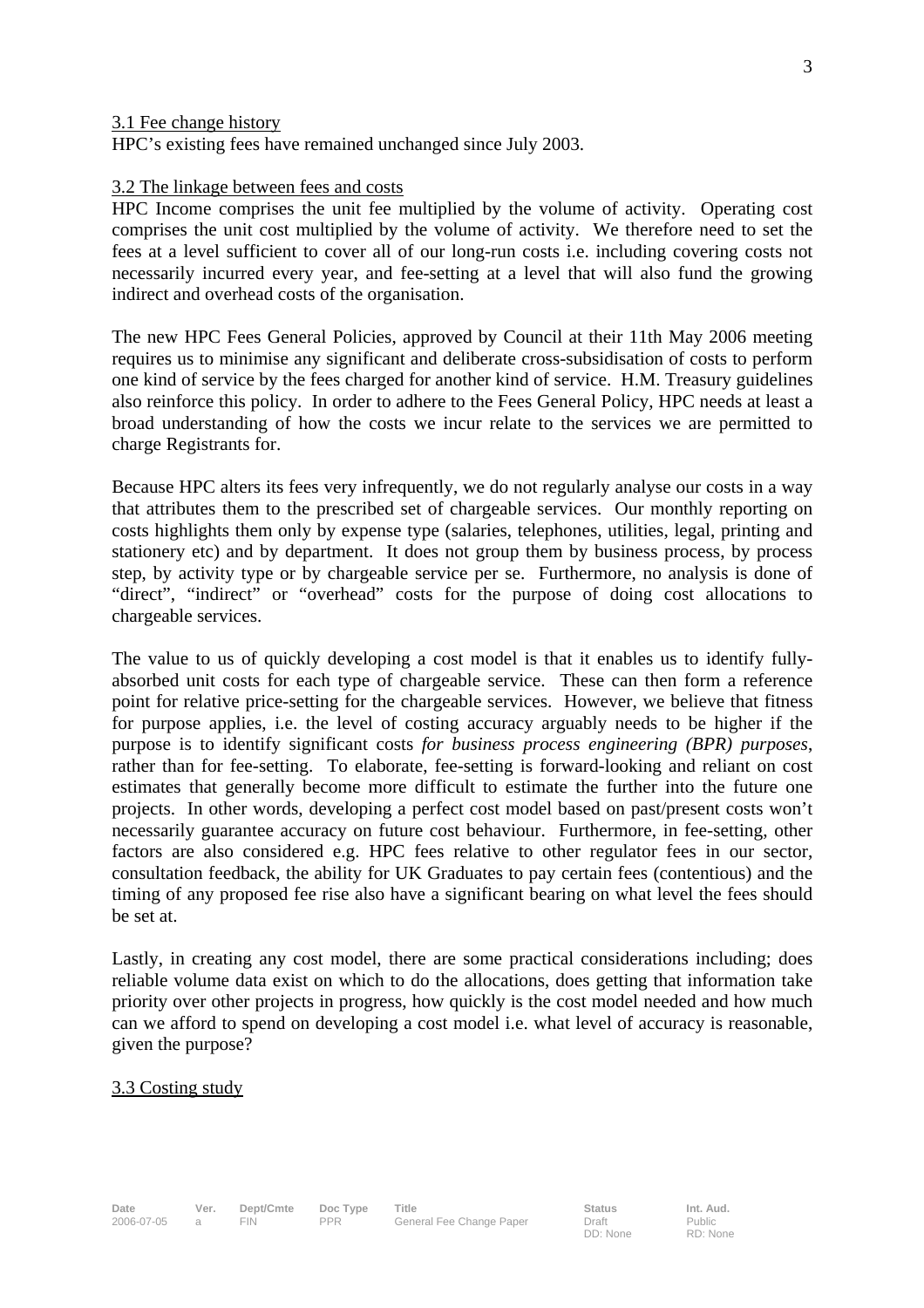### 3.1 Fee change history

HPC's existing fees have remained unchanged since July 2003.

### 3.2 The linkage between fees and costs

HPC Income comprises the unit fee multiplied by the volume of activity. Operating cost comprises the unit cost multiplied by the volume of activity. We therefore need to set the fees at a level sufficient to cover all of our long-run costs i.e. including covering costs not necessarily incurred every year, and fee-setting at a level that will also fund the growing indirect and overhead costs of the organisation.

The new HPC Fees General Policies, approved by Council at their 11th May 2006 meeting requires us to minimise any significant and deliberate cross-subsidisation of costs to perform one kind of service by the fees charged for another kind of service. H.M. Treasury guidelines also reinforce this policy. In order to adhere to the Fees General Policy, HPC needs at least a broad understanding of how the costs we incur relate to the services we are permitted to charge Registrants for.

Because HPC alters its fees very infrequently, we do not regularly analyse our costs in a way that attributes them to the prescribed set of chargeable services. Our monthly reporting on costs highlights them only by expense type (salaries, telephones, utilities, legal, printing and stationery etc) and by department. It does not group them by business process, by process step, by activity type or by chargeable service per se. Furthermore, no analysis is done of "direct", "indirect" or "overhead" costs for the purpose of doing cost allocations to chargeable services.

The value to us of quickly developing a cost model is that it enables us to identify fully-absorbed unit costs for each type of chargeable service. These can then form a reference point for relative price-setting for the chargeable services. However, we believe that fitness for purpose applies, i.e. the level of costing accuracy arguably needs to be higher if the purpose is to identify significant costs *for business process engineering (BPR) purposes*, rather than for fee-setting. To elaborate, fee-setting is forward-looking and reliant on cost estimates that generally become more difficult to estimate the further into the future one projects. In other words, developing a perfect cost model based on past/present costs won't necessarily guarantee accuracy on future cost behaviour. Furthermore, in fee-setting, other factors are also considered e.g. HPC fees relative to other regulator fees in our sector, consultation feedback, the ability for UK Graduates to pay certain fees (contentious) and the timing of any proposed fee rise also have a significant bearing on what level the fees should be set at.

Lastly, in creating any cost model, there are some practical considerations including; does reliable volume data exist on which to do the allocations, does getting that information take priority over other projects in progress, how quickly is the cost model needed and how much can we afford to spend on developing a cost model i.e. what level of accuracy is reasonable, given the purpose?

### 3.3 Costing study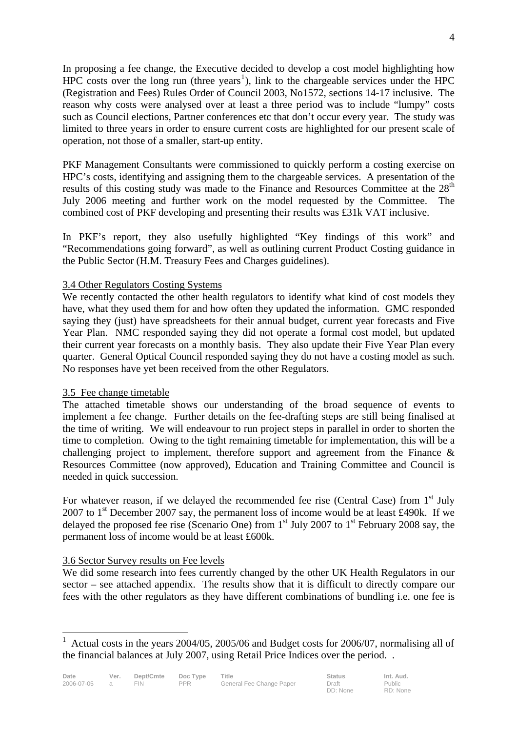In proposing a fee change, the Executive decided to develop a cost model highlighting how HPC costs over the long run (three years[1]), link to the chargeable services under the HPC (Registration and Fees) Rules Order of Council 2003, No1572, sections 14-17 inclusive. The reason why costs were analysed over at least a three period was to include "lumpy" costs such as Council elections, Partner conferences etc that don't occur every year. The study was limited to three years in order to ensure current costs are highlighted for our present scale of operation, not those of a smaller, start-up entity.

PKF Management Consultants were commissioned to quickly perform a costing exercise on HPC's costs, identifying and assigning them to the chargeable services. A presentation of the results of this costing study was made to the Finance and Resources Committee at the 28th July 2006 meeting and further work on the model requested by the Committee. The combined cost of PKF developing and presenting their results was £31k VAT inclusive.

In PKF's report, they also usefully highlighted "Key findings of this work" and "Recommendations going forward", as well as outlining current Product Costing guidance in the Public Sector (H.M. Treasury Fees and Charges guidelines).

3.4 Other Regulators Costing Systems

We recently contacted the other health regulators to identify what kind of cost models they have, what they used them for and how often they updated the information. GMC responded saying they (just) have spreadsheets for their annual budget, current year forecasts and Five Year Plan. NMC responded saying they did not operate a formal cost model, but updated their current year forecasts on a monthly basis. They also update their Five Year Plan every quarter. General Optical Council responded saying they do not have a costing model as such. No responses have yet been received from the other Regulators.

3.5 Fee change timetable

The attached timetable shows our understanding of the broad sequence of events to implement a fee change. Further details on the fee-drafting steps are still being finalised at the time of writing. We will endeavour to run project steps in parallel in order to shorten the time to completion. Owing to the tight remaining timetable for implementation, this will be a challenging project to implement, therefore support and agreement from the Finance & Resources Committee (now approved), Education and Training Committee and Council is needed in quick succession.

For whatever reason, if we delayed the recommended fee rise (Central Case) from 1st July 2007 to 1st December 2007 say, the permanent loss of income would be at least £490k. If we delayed the proposed fee rise (Scenario One) from 1st July 2007 to 1st February 2008 say, the permanent loss of income would be at least £600k.

3.6 Sector Survey results on Fee levels

We did some research into fees currently changed by the other UK Health Regulators in our sector – see attached appendix. The results show that it is difficult to directly compare our fees with the other regulators as they have different combinations of bundling i.e. one fee is

[1] Actual costs in the years 2004/05, 2005/06 and Budget costs for 2006/07, normalising all of the financial balances at July 2007, using Retail Price Indices over the period. .

| Date | Ver. | Dept/Cmte | Doc Type | Title | Status | Int. Aud. |
|---|---|---|---|---|---|---|
| 2006-07-05 | a | FIN | PPR | General Fee Change Paper | Draft DD: None | Public RD: None |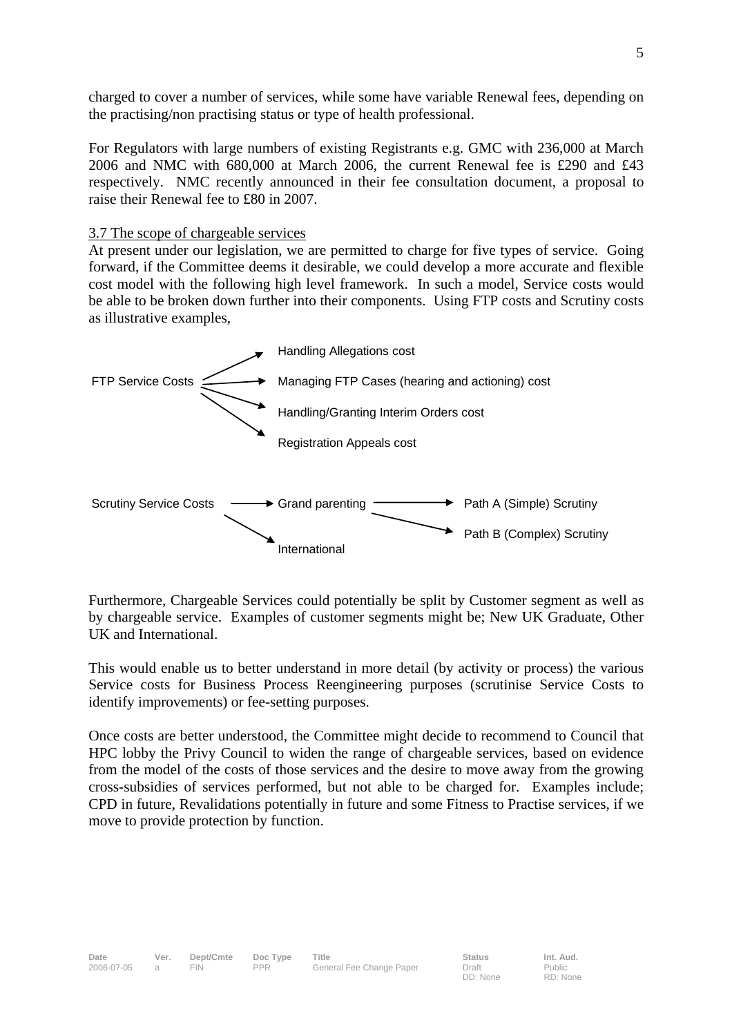charged to cover a number of services, while some have variable Renewal fees, depending on the practising/non practising status or type of health professional.

For Regulators with large numbers of existing Registrants e.g. GMC with 236,000 at March 2006 and NMC with 680,000 at March 2006, the current Renewal fee is £290 and £43 respectively. NMC recently announced in their fee consultation document, a proposal to raise their Renewal fee to £80 in 2007.

3.7 The scope of chargeable services

At present under our legislation, we are permitted to charge for five types of service. Going forward, if the Committee deems it desirable, we could develop a more accurate and flexible cost model with the following high level framework. In such a model, Service costs would be able to be broken down further into their components. Using FTP costs and Scrutiny costs as illustrative examples,

FTP Service Costs →
- Handling Allegations cost
- Managing FTP Cases (hearing and actioning) cost
- Handling/Granting Interim Orders cost
- Registration Appeals cost

Scrutiny Service Costs →
- Grand parenting →
  - Path A (Simple) Scrutiny
  - Path B (Complex) Scrutiny
- International

Furthermore, Chargeable Services could potentially be split by Customer segment as well as by chargeable service. Examples of customer segments might be; New UK Graduate, Other UK and International.

This would enable us to better understand in more detail (by activity or process) the various Service costs for Business Process Reengineering purposes (scrutinise Service Costs to identify improvements) or fee-setting purposes.

Once costs are better understood, the Committee might decide to recommend to Council that HPC lobby the Privy Council to widen the range of chargeable services, based on evidence from the model of the costs of those services and the desire to move away from the growing cross-subsidies of services performed, but not able to be charged for. Examples include; CPD in future, Revalidations potentially in future and some Fitness to Practise services, if we move to provide protection by function.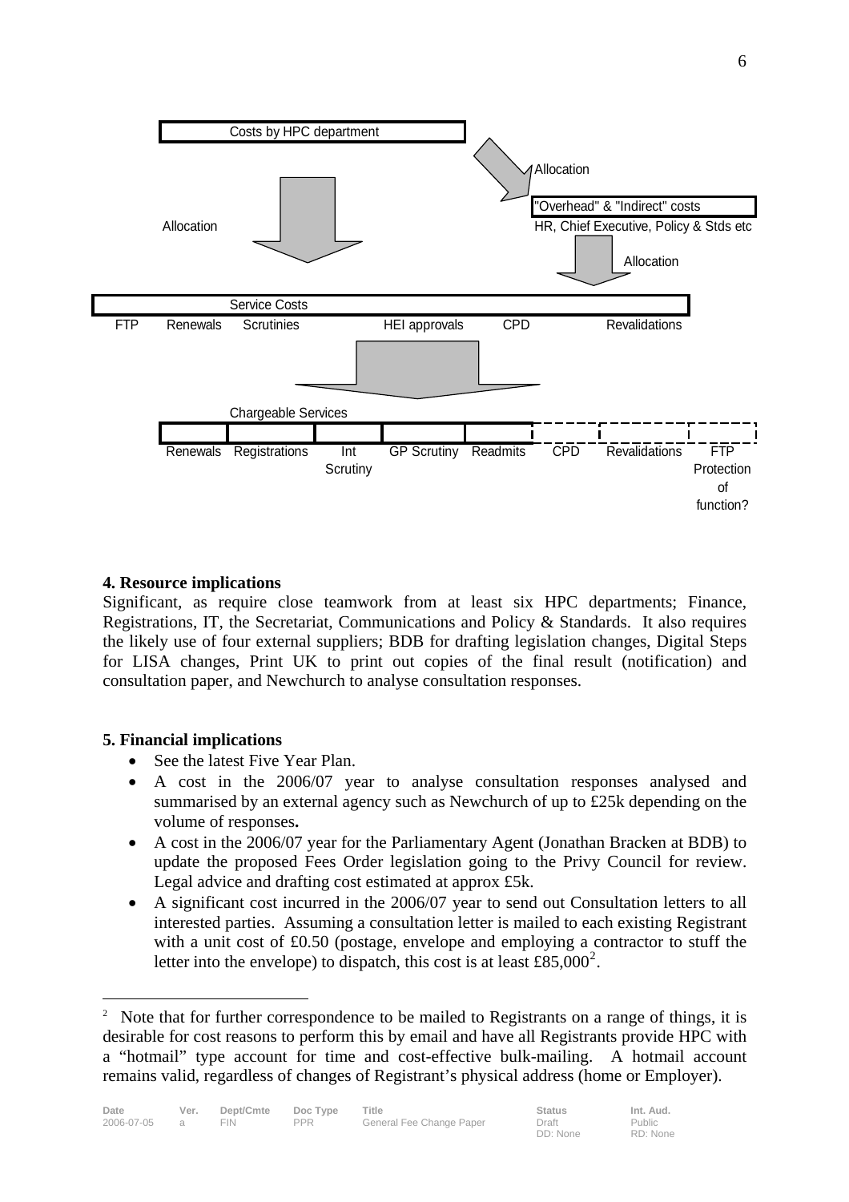Costs by HPC department

Allocation

Allocation

"Overhead" & "Indirect" costs

HR, Chief Executive, Policy & Stds etc

Allocation

Service Costs

FTP | Renewals | Scrutinies | HEI approvals | CPD | Revalidations

Chargeable Services

Renewals | Registrations | Int Scrutiny | GP Scrutiny | Readmits | CPD | Revalidations | FTP Protection of function?

**4. Resource implications**

Significant, as require close teamwork from at least six HPC departments; Finance, Registrations, IT, the Secretariat, Communications and Policy & Standards. It also requires the likely use of four external suppliers; BDB for drafting legislation changes, Digital Steps for LISA changes, Print UK to print out copies of the final result (notification) and consultation paper, and Newchurch to analyse consultation responses.

**5. Financial implications**

- See the latest Five Year Plan.
- A cost in the 2006/07 year to analyse consultation responses analysed and summarised by an external agency such as Newchurch of up to £25k depending on the volume of responses**.**
- A cost in the 2006/07 year for the Parliamentary Agent (Jonathan Bracken at BDB) to update the proposed Fees Order legislation going to the Privy Council for review. Legal advice and drafting cost estimated at approx £5k.
- A significant cost incurred in the 2006/07 year to send out Consultation letters to all interested parties. Assuming a consultation letter is mailed to each existing Registrant with a unit cost of £0.50 (postage, envelope and employing a contractor to stuff the letter into the envelope) to dispatch, this cost is at least £85,000[2].

[2] Note that for further correspondence to be mailed to Registrants on a range of things, it is desirable for cost reasons to perform this by email and have all Registrants provide HPC with a "hotmail" type account for time and cost-effective bulk-mailing. A hotmail account remains valid, regardless of changes of Registrant's physical address (home or Employer).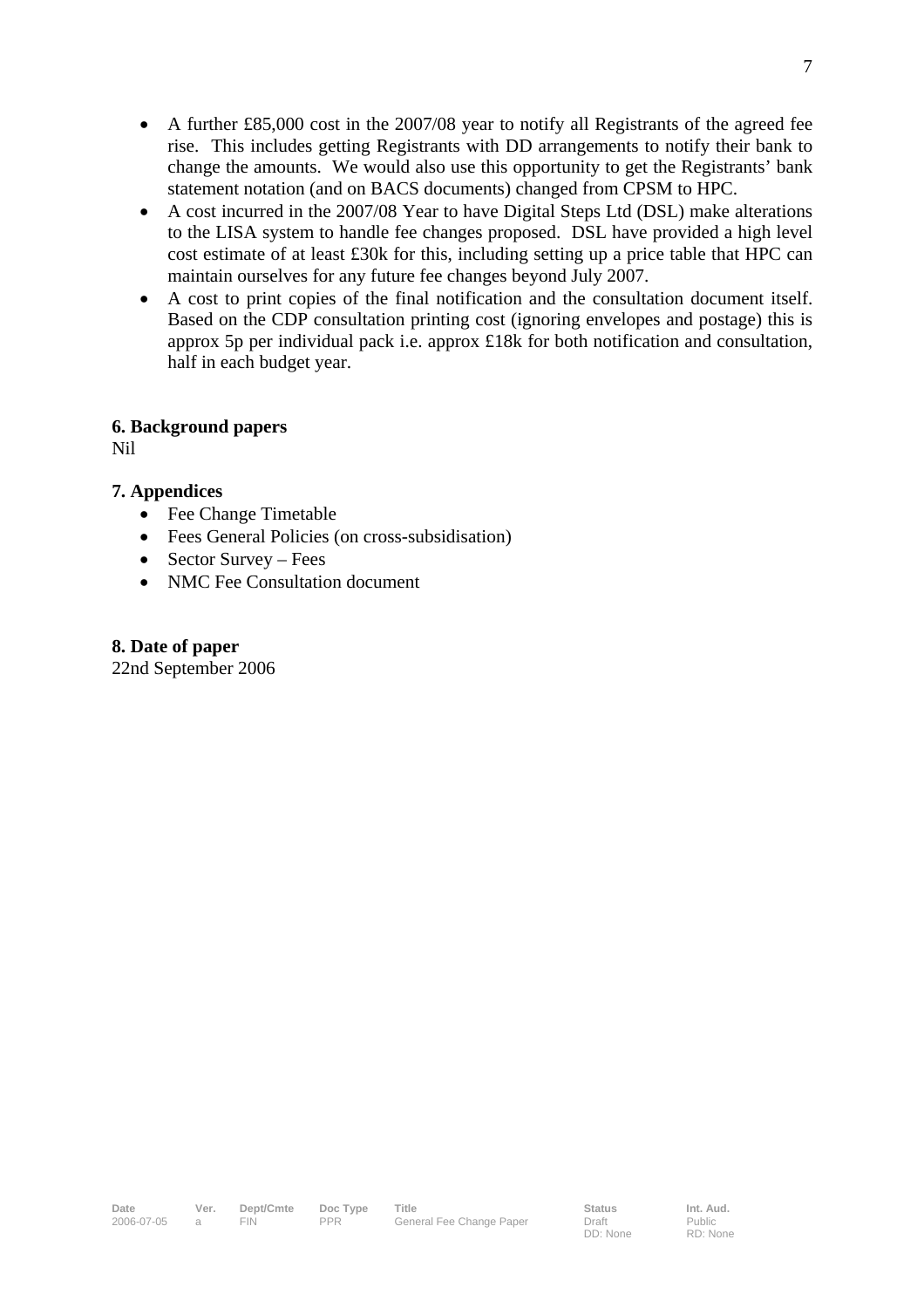- A further £85,000 cost in the 2007/08 year to notify all Registrants of the agreed fee rise. This includes getting Registrants with DD arrangements to notify their bank to change the amounts. We would also use this opportunity to get the Registrants' bank statement notation (and on BACS documents) changed from CPSM to HPC.
- A cost incurred in the 2007/08 Year to have Digital Steps Ltd (DSL) make alterations to the LISA system to handle fee changes proposed. DSL have provided a high level cost estimate of at least £30k for this, including setting up a price table that HPC can maintain ourselves for any future fee changes beyond July 2007.
- A cost to print copies of the final notification and the consultation document itself. Based on the CDP consultation printing cost (ignoring envelopes and postage) this is approx 5p per individual pack i.e. approx £18k for both notification and consultation, half in each budget year.

**6. Background papers**

Nil

**7. Appendices**

- Fee Change Timetable
- Fees General Policies (on cross-subsidisation)
- Sector Survey – Fees
- NMC Fee Consultation document

**8. Date of paper**

22nd September 2006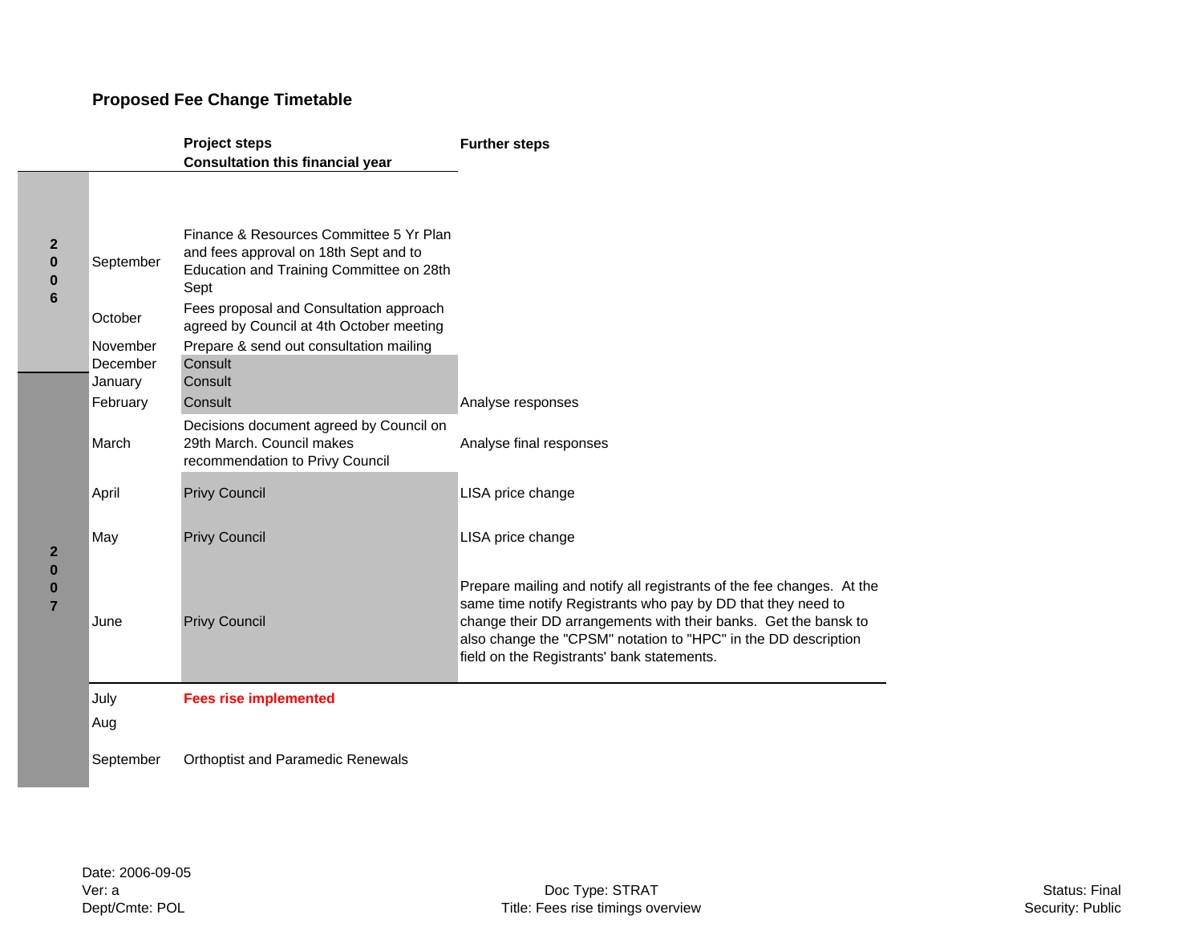## Proposed Fee Change Timetable

| Year | Month | Project steps<br>Consultation this financial year | Further steps |
|---|---|---|---|
| 2006 | September | Finance & Resources Committee 5 Yr Plan and fees approval on 18th Sept and to Education and Training Committee on 28th Sept | |
| | October | Fees proposal and Consultation approach agreed by Council at 4th October meeting | |
| | November | Prepare & send out consultation mailing | |
| | December | Consult | |
| 2007 | January | Consult | |
| | February | Consult | Analyse responses |
| | March | Decisions document agreed by Council on 29th March. Council makes recommendation to Privy Council | Analyse final responses |
| | April | Privy Council | LISA price change |
| | May | Privy Council | LISA price change |
| | June | Privy Council | Prepare mailing and notify all registrants of the fee changes. At the same time notify Registrants who pay by DD that they need to change their DD arrangements with their banks. Get the bansk to also change the "CPSM" notation to "HPC" in the DD description field on the Registrants' bank statements. |
| | July | **Fees rise implemented** | |
| | Aug | | |
| | September | Orthoptist and Paramedic Renewals | |

Date: 2006-09-05
Ver: a
Dept/Cmte: POL

Doc Type: STRAT
Title: Fees rise timings overview

Status: Final
Security: Public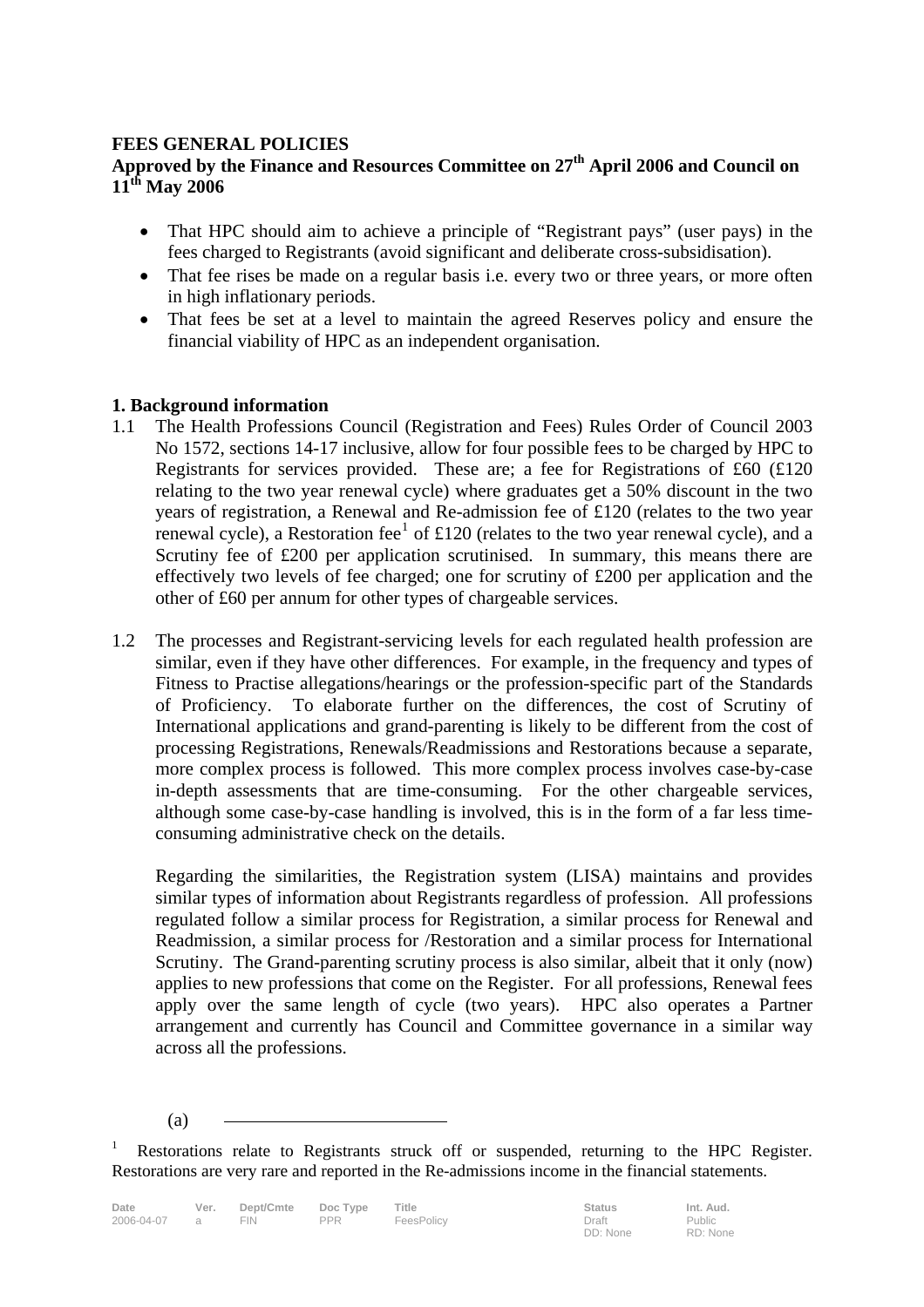**FEES GENERAL POLICIES**
**Approved by the Finance and Resources Committee on 27th April 2006 and Council on 11th May 2006**

- That HPC should aim to achieve a principle of "Registrant pays" (user pays) in the fees charged to Registrants (avoid significant and deliberate cross-subsidisation).
- That fee rises be made on a regular basis i.e. every two or three years, or more often in high inflationary periods.
- That fees be set at a level to maintain the agreed Reserves policy and ensure the financial viability of HPC as an independent organisation.

**1. Background information**

1.1 The Health Professions Council (Registration and Fees) Rules Order of Council 2003 No 1572, sections 14-17 inclusive, allow for four possible fees to be charged by HPC to Registrants for services provided. These are; a fee for Registrations of £60 (£120 relating to the two year renewal cycle) where graduates get a 50% discount in the two years of registration, a Renewal and Re-admission fee of £120 (relates to the two year renewal cycle), a Restoration fee[1] of £120 (relates to the two year renewal cycle), and a Scrutiny fee of £200 per application scrutinised. In summary, this means there are effectively two levels of fee charged; one for scrutiny of £200 per application and the other of £60 per annum for other types of chargeable services.

1.2 The processes and Registrant-servicing levels for each regulated health profession are similar, even if they have other differences. For example, in the frequency and types of Fitness to Practise allegations/hearings or the profession-specific part of the Standards of Proficiency. To elaborate further on the differences, the cost of Scrutiny of International applications and grand-parenting is likely to be different from the cost of processing Registrations, Renewals/Readmissions and Restorations because a separate, more complex process is followed. This more complex process involves case-by-case in-depth assessments that are time-consuming. For the other chargeable services, although some case-by-case handling is involved, this is in the form of a far less time-consuming administrative check on the details.

Regarding the similarities, the Registration system (LISA) maintains and provides similar types of information about Registrants regardless of profession. All professions regulated follow a similar process for Registration, a similar process for Renewal and Readmission, a similar process for /Restoration and a similar process for International Scrutiny. The Grand-parenting scrutiny process is also similar, albeit that it only (now) applies to new professions that come on the Register. For all professions, Renewal fees apply over the same length of cycle (two years). HPC also operates a Partner arrangement and currently has Council and Committee governance in a similar way across all the professions.

(a)

[1] Restorations relate to Registrants struck off or suspended, returning to the HPC Register. Restorations are very rare and reported in the Re-admissions income in the financial statements.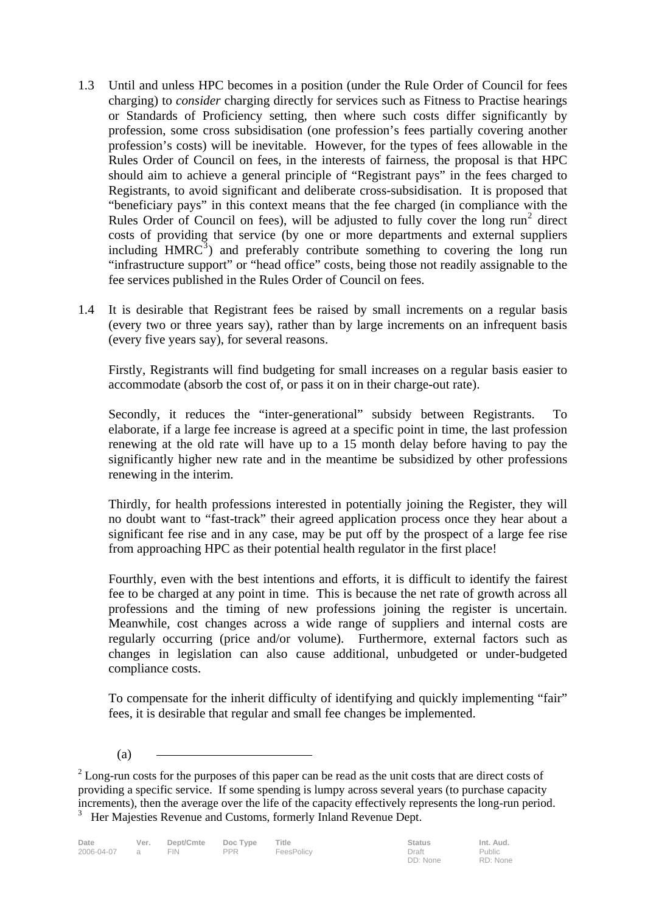1.3 Until and unless HPC becomes in a position (under the Rule Order of Council for fees charging) to *consider* charging directly for services such as Fitness to Practise hearings or Standards of Proficiency setting, then where such costs differ significantly by profession, some cross subsidisation (one profession's fees partially covering another profession's costs) will be inevitable. However, for the types of fees allowable in the Rules Order of Council on fees, in the interests of fairness, the proposal is that HPC should aim to achieve a general principle of "Registrant pays" in the fees charged to Registrants, to avoid significant and deliberate cross-subsidisation. It is proposed that "beneficiary pays" in this context means that the fee charged (in compliance with the Rules Order of Council on fees), will be adjusted to fully cover the long run[2] direct costs of providing that service (by one or more departments and external suppliers including HMRC[3]) and preferably contribute something to covering the long run "infrastructure support" or "head office" costs, being those not readily assignable to the fee services published in the Rules Order of Council on fees.

1.4 It is desirable that Registrant fees be raised by small increments on a regular basis (every two or three years say), rather than by large increments on an infrequent basis (every five years say), for several reasons.

Firstly, Registrants will find budgeting for small increases on a regular basis easier to accommodate (absorb the cost of, or pass it on in their charge-out rate).

Secondly, it reduces the "inter-generational" subsidy between Registrants. To elaborate, if a large fee increase is agreed at a specific point in time, the last profession renewing at the old rate will have up to a 15 month delay before having to pay the significantly higher new rate and in the meantime be subsidized by other professions renewing in the interim.

Thirdly, for health professions interested in potentially joining the Register, they will no doubt want to "fast-track" their agreed application process once they hear about a significant fee rise and in any case, may be put off by the prospect of a large fee rise from approaching HPC as their potential health regulator in the first place!

Fourthly, even with the best intentions and efforts, it is difficult to identify the fairest fee to be charged at any point in time. This is because the net rate of growth across all professions and the timing of new professions joining the register is uncertain. Meanwhile, cost changes across a wide range of suppliers and internal costs are regularly occurring (price and/or volume). Furthermore, external factors such as changes in legislation can also cause additional, unbudgeted or under-budgeted compliance costs.

To compensate for the inherit difficulty of identifying and quickly implementing "fair" fees, it is desirable that regular and small fee changes be implemented.

(a)

---

[2] Long-run costs for the purposes of this paper can be read as the unit costs that are direct costs of providing a specific service. If some spending is lumpy across several years (to purchase capacity increments), then the average over the life of the capacity effectively represents the long-run period.

[3] Her Majesties Revenue and Customs, formerly Inland Revenue Dept.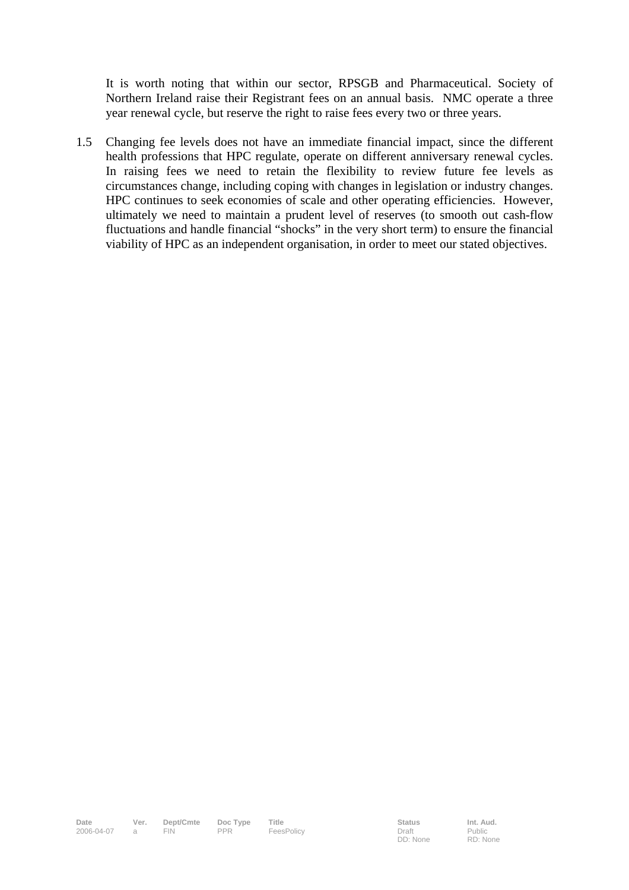It is worth noting that within our sector, RPSGB and Pharmaceutical. Society of Northern Ireland raise their Registrant fees on an annual basis. NMC operate a three year renewal cycle, but reserve the right to raise fees every two or three years.

1.5 Changing fee levels does not have an immediate financial impact, since the different health professions that HPC regulate, operate on different anniversary renewal cycles. In raising fees we need to retain the flexibility to review future fee levels as circumstances change, including coping with changes in legislation or industry changes. HPC continues to seek economies of scale and other operating efficiencies. However, ultimately we need to maintain a prudent level of reserves (to smooth out cash-flow fluctuations and handle financial "shocks" in the very short term) to ensure the financial viability of HPC as an independent organisation, in order to meet our stated objectives.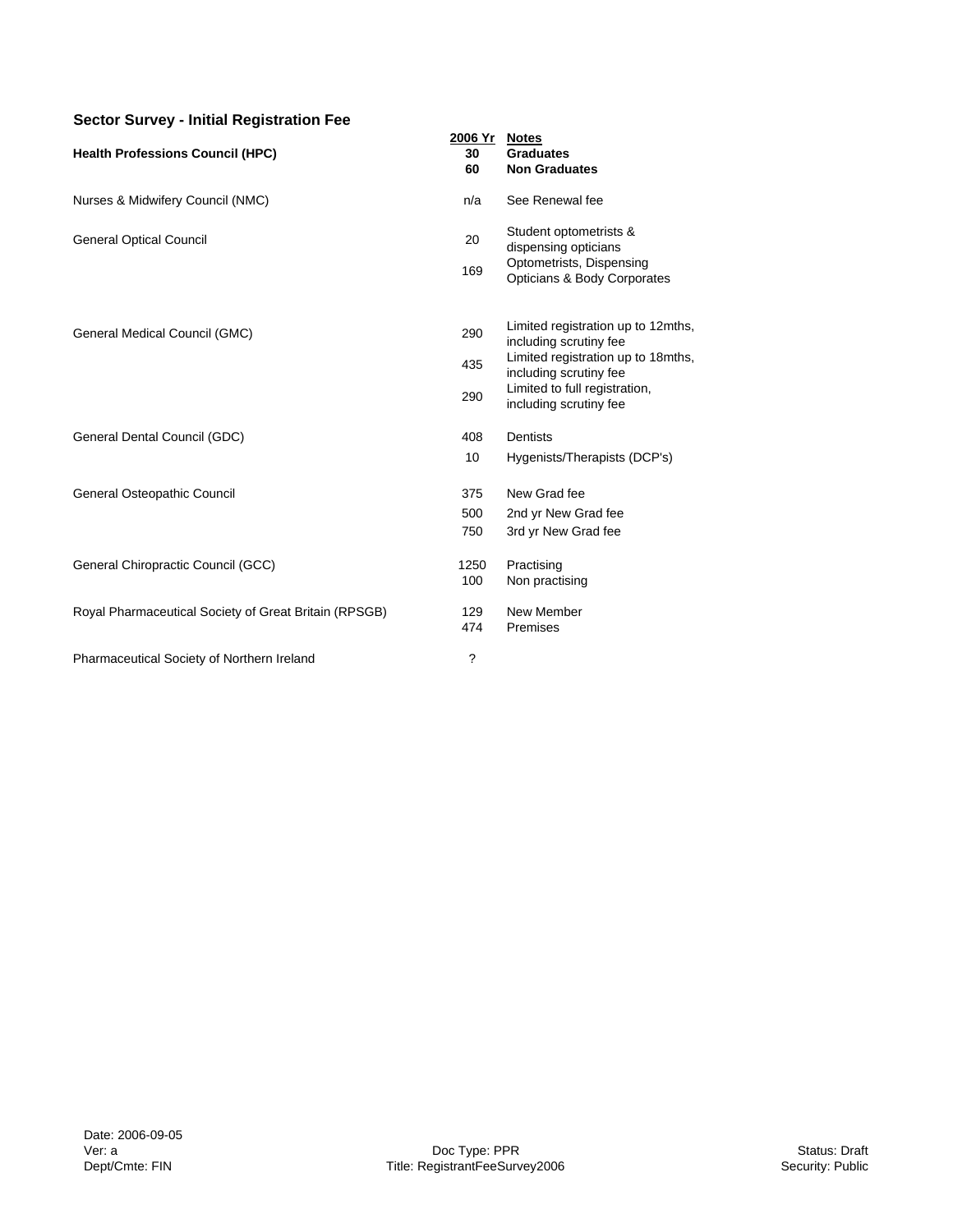## Sector Survey - Initial Registration Fee

| | 2006 Yr | Notes |
|---|---|---|
| **Health Professions Council (HPC)** | **30** | **Graduates** |
| | **60** | **Non Graduates** |
| Nurses & Midwifery Council (NMC) | n/a | See Renewal fee |
| General Optical Council | 20 | Student optometrists & dispensing opticians |
| | 169 | Optometrists, Dispensing Opticians & Body Corporates |
| General Medical Council (GMC) | 290 | Limited registration up to 12mths, including scrutiny fee |
| | 435 | Limited registration up to 18mths, including scrutiny fee |
| | 290 | Limited to full registration, including scrutiny fee |
| General Dental Council (GDC) | 408 | Dentists |
| | 10 | Hygenists/Therapists (DCP's) |
| General Osteopathic Council | 375 | New Grad fee |
| | 500 | 2nd yr New Grad fee |
| | 750 | 3rd yr New Grad fee |
| General Chiropractic Council (GCC) | 1250 | Practising |
| | 100 | Non practising |
| Royal Pharmaceutical Society of Great Britain (RPSGB) | 129 | New Member |
| | 474 | Premises |
| Pharmaceutical Society of Northern Ireland | ? | |

Date: 2006-09-05
Ver: a
Dept/Cmte: FIN

Doc Type: PPR
Title: RegistrantFeeSurvey2006

Status: Draft
Security: Public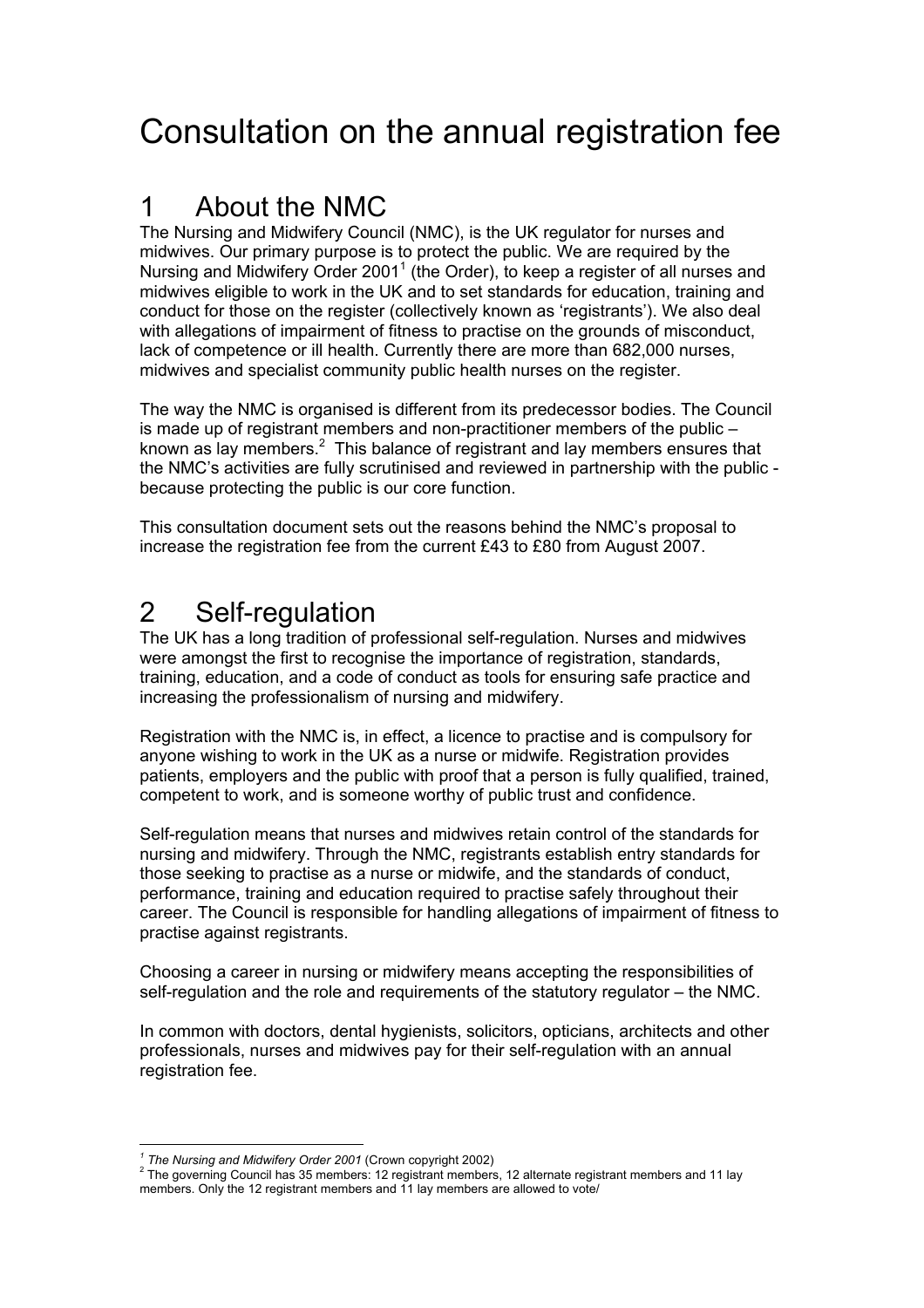# Consultation on the annual registration fee

## 1 About the NMC

The Nursing and Midwifery Council (NMC), is the UK regulator for nurses and midwives. Our primary purpose is to protect the public. We are required by the Nursing and Midwifery Order 2001[1] (the Order), to keep a register of all nurses and midwives eligible to work in the UK and to set standards for education, training and conduct for those on the register (collectively known as 'registrants'). We also deal with allegations of impairment of fitness to practise on the grounds of misconduct, lack of competence or ill health. Currently there are more than 682,000 nurses, midwives and specialist community public health nurses on the register.

The way the NMC is organised is different from its predecessor bodies. The Council is made up of registrant members and non-practitioner members of the public – known as lay members.[2] This balance of registrant and lay members ensures that the NMC's activities are fully scrutinised and reviewed in partnership with the public - because protecting the public is our core function.

This consultation document sets out the reasons behind the NMC's proposal to increase the registration fee from the current £43 to £80 from August 2007.

## 2 Self-regulation

The UK has a long tradition of professional self-regulation. Nurses and midwives were amongst the first to recognise the importance of registration, standards, training, education, and a code of conduct as tools for ensuring safe practice and increasing the professionalism of nursing and midwifery.

Registration with the NMC is, in effect, a licence to practise and is compulsory for anyone wishing to work in the UK as a nurse or midwife. Registration provides patients, employers and the public with proof that a person is fully qualified, trained, competent to work, and is someone worthy of public trust and confidence.

Self-regulation means that nurses and midwives retain control of the standards for nursing and midwifery. Through the NMC, registrants establish entry standards for those seeking to practise as a nurse or midwife, and the standards of conduct, performance, training and education required to practise safely throughout their career. The Council is responsible for handling allegations of impairment of fitness to practise against registrants.

Choosing a career in nursing or midwifery means accepting the responsibilities of self-regulation and the role and requirements of the statutory regulator – the NMC.

In common with doctors, dental hygienists, solicitors, opticians, architects and other professionals, nurses and midwives pay for their self-regulation with an annual registration fee.

---

[1] *The Nursing and Midwifery Order 2001* (Crown copyright 2002)

[2] The governing Council has 35 members: 12 registrant members, 12 alternate registrant members and 11 lay members. Only the 12 registrant members and 11 lay members are allowed to vote/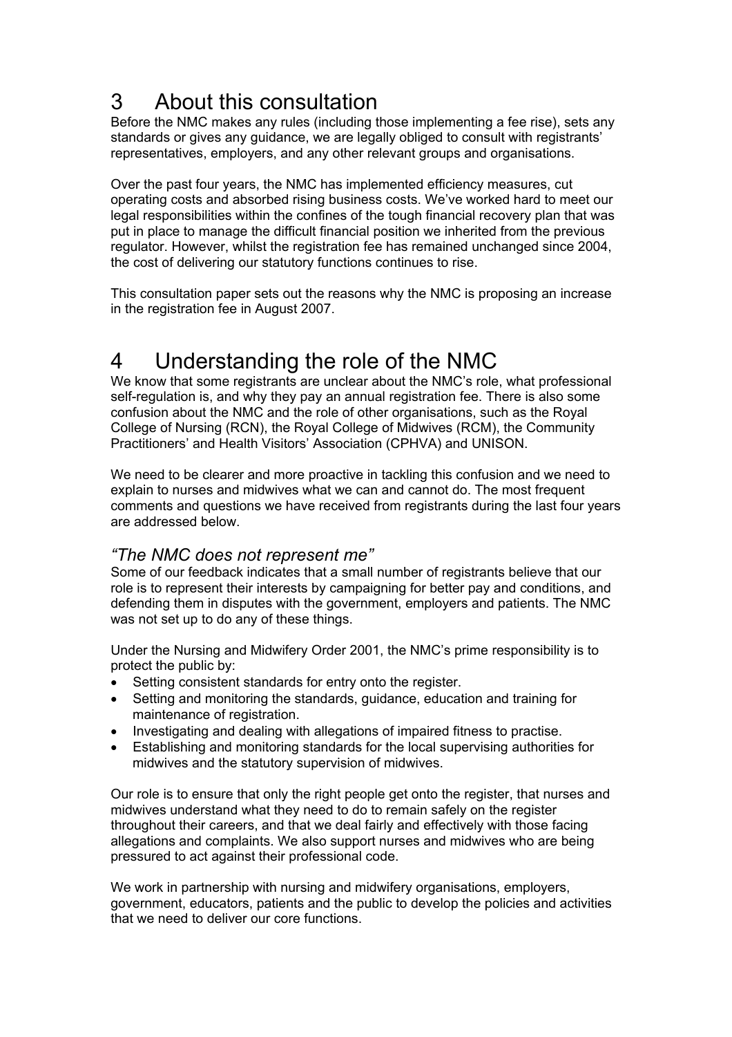# 3 About this consultation

Before the NMC makes any rules (including those implementing a fee rise), sets any standards or gives any guidance, we are legally obliged to consult with registrants' representatives, employers, and any other relevant groups and organisations.

Over the past four years, the NMC has implemented efficiency measures, cut operating costs and absorbed rising business costs. We've worked hard to meet our legal responsibilities within the confines of the tough financial recovery plan that was put in place to manage the difficult financial position we inherited from the previous regulator. However, whilst the registration fee has remained unchanged since 2004, the cost of delivering our statutory functions continues to rise.

This consultation paper sets out the reasons why the NMC is proposing an increase in the registration fee in August 2007.

# 4 Understanding the role of the NMC

We know that some registrants are unclear about the NMC's role, what professional self-regulation is, and why they pay an annual registration fee. There is also some confusion about the NMC and the role of other organisations, such as the Royal College of Nursing (RCN), the Royal College of Midwives (RCM), the Community Practitioners' and Health Visitors' Association (CPHVA) and UNISON.

We need to be clearer and more proactive in tackling this confusion and we need to explain to nurses and midwives what we can and cannot do. The most frequent comments and questions we have received from registrants during the last four years are addressed below.

### *"The NMC does not represent me"*

Some of our feedback indicates that a small number of registrants believe that our role is to represent their interests by campaigning for better pay and conditions, and defending them in disputes with the government, employers and patients. The NMC was not set up to do any of these things.

Under the Nursing and Midwifery Order 2001, the NMC's prime responsibility is to protect the public by:

- Setting consistent standards for entry onto the register.
- Setting and monitoring the standards, guidance, education and training for maintenance of registration.
- Investigating and dealing with allegations of impaired fitness to practise.
- Establishing and monitoring standards for the local supervising authorities for midwives and the statutory supervision of midwives.

Our role is to ensure that only the right people get onto the register, that nurses and midwives understand what they need to do to remain safely on the register throughout their careers, and that we deal fairly and effectively with those facing allegations and complaints. We also support nurses and midwives who are being pressured to act against their professional code.

We work in partnership with nursing and midwifery organisations, employers, government, educators, patients and the public to develop the policies and activities that we need to deliver our core functions.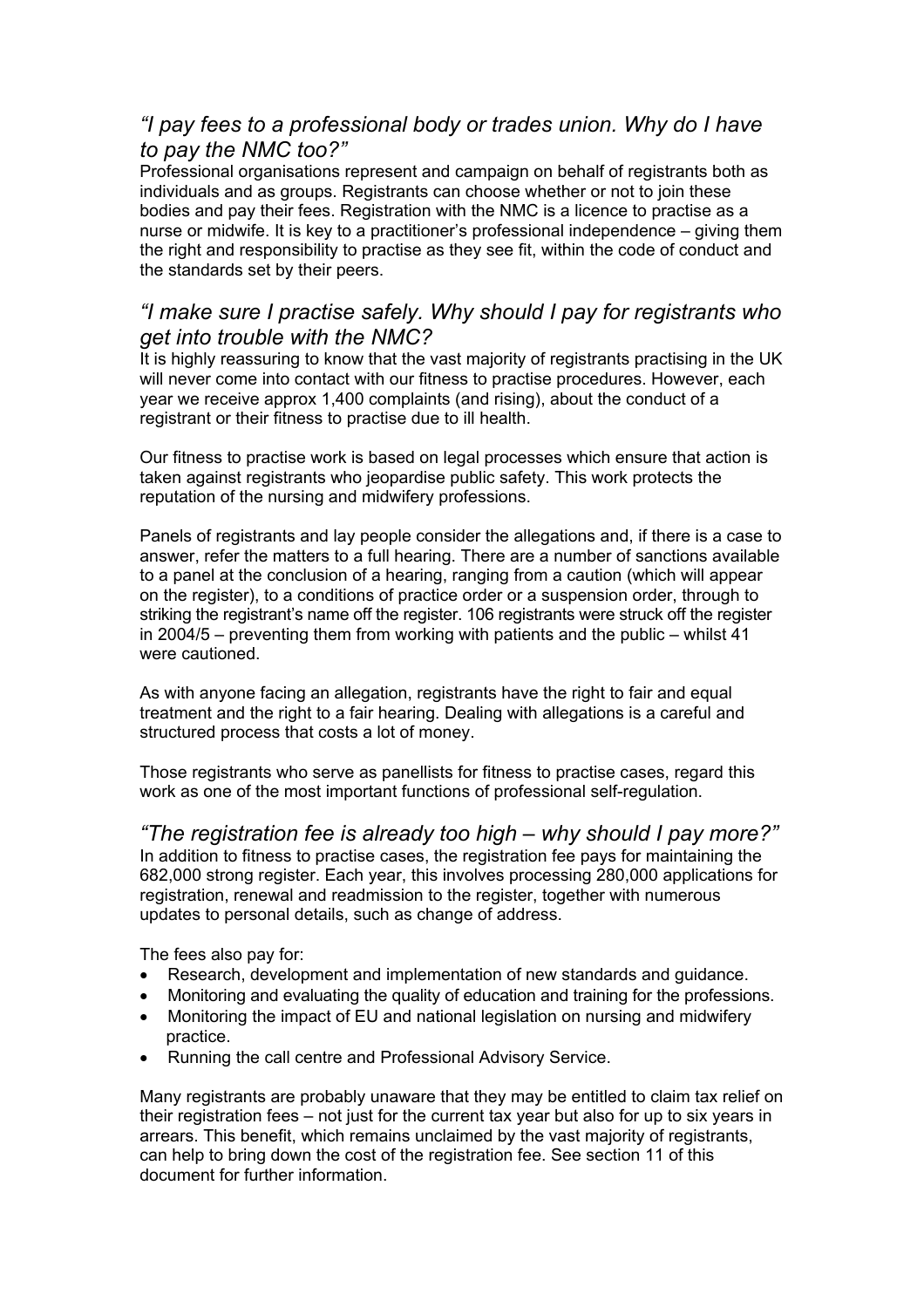## *"I pay fees to a professional body or trades union. Why do I have to pay the NMC too?"*

Professional organisations represent and campaign on behalf of registrants both as individuals and as groups. Registrants can choose whether or not to join these bodies and pay their fees. Registration with the NMC is a licence to practise as a nurse or midwife. It is key to a practitioner's professional independence – giving them the right and responsibility to practise as they see fit, within the code of conduct and the standards set by their peers.

## *"I make sure I practise safely. Why should I pay for registrants who get into trouble with the NMC?*

It is highly reassuring to know that the vast majority of registrants practising in the UK will never come into contact with our fitness to practise procedures. However, each year we receive approx 1,400 complaints (and rising), about the conduct of a registrant or their fitness to practise due to ill health.

Our fitness to practise work is based on legal processes which ensure that action is taken against registrants who jeopardise public safety. This work protects the reputation of the nursing and midwifery professions.

Panels of registrants and lay people consider the allegations and, if there is a case to answer, refer the matters to a full hearing. There are a number of sanctions available to a panel at the conclusion of a hearing, ranging from a caution (which will appear on the register), to a conditions of practice order or a suspension order, through to striking the registrant's name off the register. 106 registrants were struck off the register in 2004/5 – preventing them from working with patients and the public – whilst 41 were cautioned.

As with anyone facing an allegation, registrants have the right to fair and equal treatment and the right to a fair hearing. Dealing with allegations is a careful and structured process that costs a lot of money.

Those registrants who serve as panellists for fitness to practise cases, regard this work as one of the most important functions of professional self-regulation.

## *"The registration fee is already too high – why should I pay more?"*

In addition to fitness to practise cases, the registration fee pays for maintaining the 682,000 strong register. Each year, this involves processing 280,000 applications for registration, renewal and readmission to the register, together with numerous updates to personal details, such as change of address.

The fees also pay for:

- Research, development and implementation of new standards and guidance.
- Monitoring and evaluating the quality of education and training for the professions.
- Monitoring the impact of EU and national legislation on nursing and midwifery practice.
- Running the call centre and Professional Advisory Service.

Many registrants are probably unaware that they may be entitled to claim tax relief on their registration fees – not just for the current tax year but also for up to six years in arrears. This benefit, which remains unclaimed by the vast majority of registrants, can help to bring down the cost of the registration fee. See section 11 of this document for further information.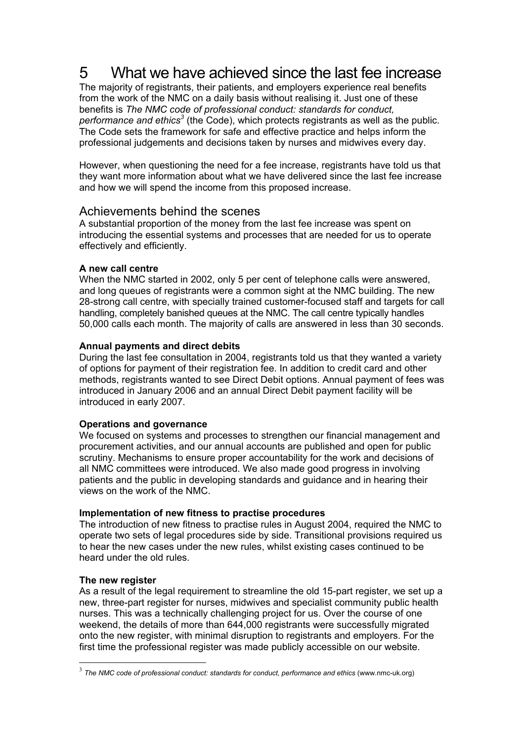# 5 What we have achieved since the last fee increase

The majority of registrants, their patients, and employers experience real benefits from the work of the NMC on a daily basis without realising it. Just one of these benefits is *The NMC code of professional conduct: standards for conduct, performance and ethics*[3] (the Code), which protects registrants as well as the public. The Code sets the framework for safe and effective practice and helps inform the professional judgements and decisions taken by nurses and midwives every day.

However, when questioning the need for a fee increase, registrants have told us that they want more information about what we have delivered since the last fee increase and how we will spend the income from this proposed increase.

## Achievements behind the scenes

A substantial proportion of the money from the last fee increase was spent on introducing the essential systems and processes that are needed for us to operate effectively and efficiently.

**A new call centre**

When the NMC started in 2002, only 5 per cent of telephone calls were answered, and long queues of registrants were a common sight at the NMC building. The new 28-strong call centre, with specially trained customer-focused staff and targets for call handling, completely banished queues at the NMC. The call centre typically handles 50,000 calls each month. The majority of calls are answered in less than 30 seconds.

**Annual payments and direct debits**

During the last fee consultation in 2004, registrants told us that they wanted a variety of options for payment of their registration fee. In addition to credit card and other methods, registrants wanted to see Direct Debit options. Annual payment of fees was introduced in January 2006 and an annual Direct Debit payment facility will be introduced in early 2007.

**Operations and governance**

We focused on systems and processes to strengthen our financial management and procurement activities, and our annual accounts are published and open for public scrutiny. Mechanisms to ensure proper accountability for the work and decisions of all NMC committees were introduced. We also made good progress in involving patients and the public in developing standards and guidance and in hearing their views on the work of the NMC.

**Implementation of new fitness to practise procedures**

The introduction of new fitness to practise rules in August 2004, required the NMC to operate two sets of legal procedures side by side. Transitional provisions required us to hear the new cases under the new rules, whilst existing cases continued to be heard under the old rules.

**The new register**

As a result of the legal requirement to streamline the old 15-part register, we set up a new, three-part register for nurses, midwives and specialist community public health nurses. This was a technically challenging project for us. Over the course of one weekend, the details of more than 644,000 registrants were successfully migrated onto the new register, with minimal disruption to registrants and employers. For the first time the professional register was made publicly accessible on our website.

---

[3] *The NMC code of professional conduct: standards for conduct, performance and ethics* (www.nmc-uk.org)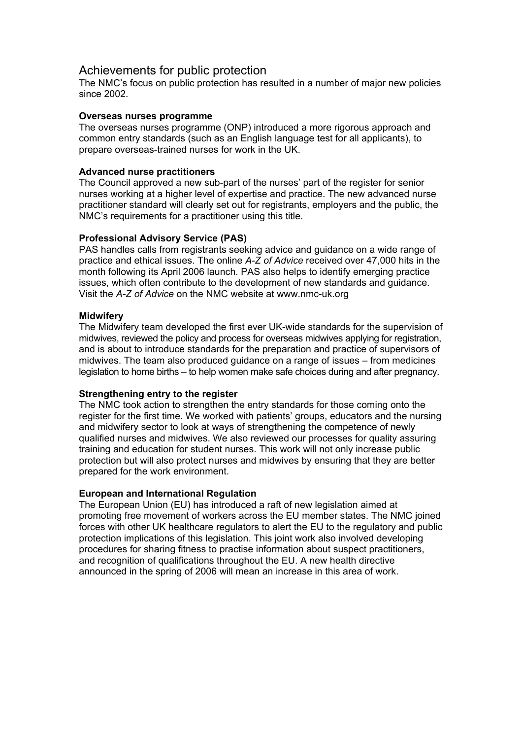## Achievements for public protection

The NMC's focus on public protection has resulted in a number of major new policies since 2002.

**Overseas nurses programme**

The overseas nurses programme (ONP) introduced a more rigorous approach and common entry standards (such as an English language test for all applicants), to prepare overseas-trained nurses for work in the UK.

**Advanced nurse practitioners**

The Council approved a new sub-part of the nurses' part of the register for senior nurses working at a higher level of expertise and practice. The new advanced nurse practitioner standard will clearly set out for registrants, employers and the public, the NMC's requirements for a practitioner using this title.

**Professional Advisory Service (PAS)**

PAS handles calls from registrants seeking advice and guidance on a wide range of practice and ethical issues. The online *A-Z of Advice* received over 47,000 hits in the month following its April 2006 launch. PAS also helps to identify emerging practice issues, which often contribute to the development of new standards and guidance. Visit the *A-Z of Advice* on the NMC website at www.nmc-uk.org

**Midwifery**

The Midwifery team developed the first ever UK-wide standards for the supervision of midwives, reviewed the policy and process for overseas midwives applying for registration, and is about to introduce standards for the preparation and practice of supervisors of midwives. The team also produced guidance on a range of issues – from medicines legislation to home births – to help women make safe choices during and after pregnancy.

**Strengthening entry to the register**

The NMC took action to strengthen the entry standards for those coming onto the register for the first time. We worked with patients' groups, educators and the nursing and midwifery sector to look at ways of strengthening the competence of newly qualified nurses and midwives. We also reviewed our processes for quality assuring training and education for student nurses. This work will not only increase public protection but will also protect nurses and midwives by ensuring that they are better prepared for the work environment.

**European and International Regulation**

The European Union (EU) has introduced a raft of new legislation aimed at promoting free movement of workers across the EU member states. The NMC joined forces with other UK healthcare regulators to alert the EU to the regulatory and public protection implications of this legislation. This joint work also involved developing procedures for sharing fitness to practise information about suspect practitioners, and recognition of qualifications throughout the EU. A new health directive announced in the spring of 2006 will mean an increase in this area of work.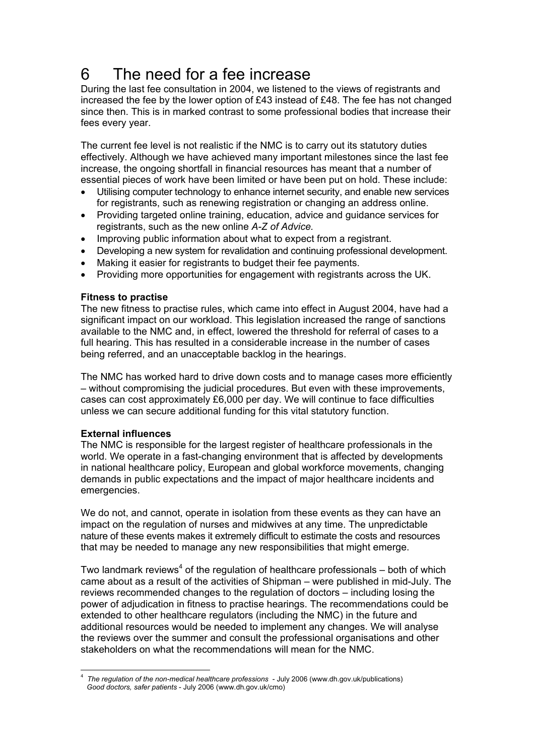# 6 The need for a fee increase

During the last fee consultation in 2004, we listened to the views of registrants and increased the fee by the lower option of £43 instead of £48. The fee has not changed since then. This is in marked contrast to some professional bodies that increase their fees every year.

The current fee level is not realistic if the NMC is to carry out its statutory duties effectively. Although we have achieved many important milestones since the last fee increase, the ongoing shortfall in financial resources has meant that a number of essential pieces of work have been limited or have been put on hold. These include:

- Utilising computer technology to enhance internet security, and enable new services for registrants, such as renewing registration or changing an address online.
- Providing targeted online training, education, advice and guidance services for registrants, such as the new online *A-Z of Advice.*
- Improving public information about what to expect from a registrant.
- Developing a new system for revalidation and continuing professional development.
- Making it easier for registrants to budget their fee payments.
- Providing more opportunities for engagement with registrants across the UK.

**Fitness to practise**

The new fitness to practise rules, which came into effect in August 2004, have had a significant impact on our workload. This legislation increased the range of sanctions available to the NMC and, in effect, lowered the threshold for referral of cases to a full hearing. This has resulted in a considerable increase in the number of cases being referred, and an unacceptable backlog in the hearings.

The NMC has worked hard to drive down costs and to manage cases more efficiently – without compromising the judicial procedures. But even with these improvements, cases can cost approximately £6,000 per day. We will continue to face difficulties unless we can secure additional funding for this vital statutory function.

**External influences**

The NMC is responsible for the largest register of healthcare professionals in the world. We operate in a fast-changing environment that is affected by developments in national healthcare policy, European and global workforce movements, changing demands in public expectations and the impact of major healthcare incidents and emergencies.

We do not, and cannot, operate in isolation from these events as they can have an impact on the regulation of nurses and midwives at any time. The unpredictable nature of these events makes it extremely difficult to estimate the costs and resources that may be needed to manage any new responsibilities that might emerge.

Two landmark reviews[4] of the regulation of healthcare professionals – both of which came about as a result of the activities of Shipman – were published in mid-July. The reviews recommended changes to the regulation of doctors – including losing the power of adjudication in fitness to practise hearings. The recommendations could be extended to other healthcare regulators (including the NMC) in the future and additional resources would be needed to implement any changes. We will analyse the reviews over the summer and consult the professional organisations and other stakeholders on what the recommendations will mean for the NMC.

---

[4] *The regulation of the non-medical healthcare professions* - July 2006 (www.dh.gov.uk/publications)
*Good doctors, safer patients* - July 2006 (www.dh.gov.uk/cmo)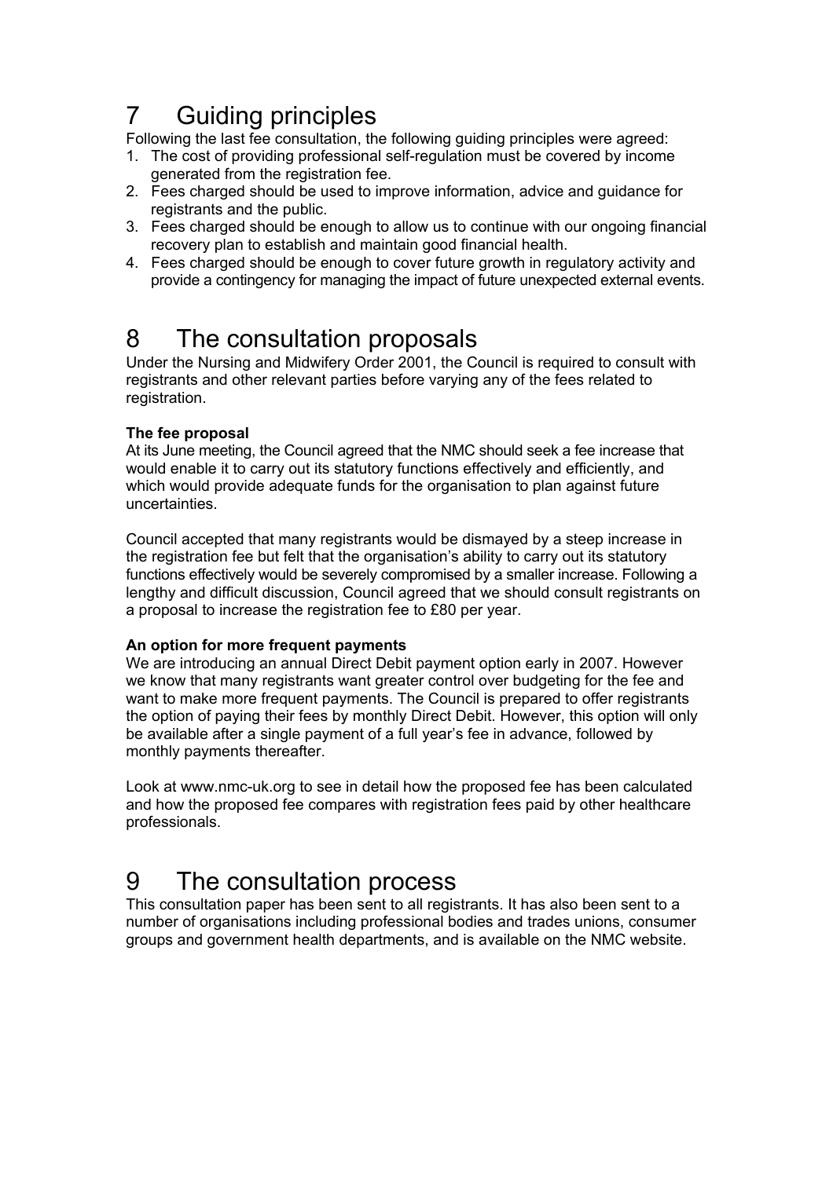# 7 Guiding principles

Following the last fee consultation, the following guiding principles were agreed:

1. The cost of providing professional self-regulation must be covered by income generated from the registration fee.
2. Fees charged should be used to improve information, advice and guidance for registrants and the public.
3. Fees charged should be enough to allow us to continue with our ongoing financial recovery plan to establish and maintain good financial health.
4. Fees charged should be enough to cover future growth in regulatory activity and provide a contingency for managing the impact of future unexpected external events.

# 8 The consultation proposals

Under the Nursing and Midwifery Order 2001, the Council is required to consult with registrants and other relevant parties before varying any of the fees related to registration.

**The fee proposal**

At its June meeting, the Council agreed that the NMC should seek a fee increase that would enable it to carry out its statutory functions effectively and efficiently, and which would provide adequate funds for the organisation to plan against future uncertainties.

Council accepted that many registrants would be dismayed by a steep increase in the registration fee but felt that the organisation's ability to carry out its statutory functions effectively would be severely compromised by a smaller increase. Following a lengthy and difficult discussion, Council agreed that we should consult registrants on a proposal to increase the registration fee to £80 per year.

**An option for more frequent payments**

We are introducing an annual Direct Debit payment option early in 2007. However we know that many registrants want greater control over budgeting for the fee and want to make more frequent payments. The Council is prepared to offer registrants the option of paying their fees by monthly Direct Debit. However, this option will only be available after a single payment of a full year's fee in advance, followed by monthly payments thereafter.

Look at www.nmc-uk.org to see in detail how the proposed fee has been calculated and how the proposed fee compares with registration fees paid by other healthcare professionals.

# 9 The consultation process

This consultation paper has been sent to all registrants. It has also been sent to a number of organisations including professional bodies and trades unions, consumer groups and government health departments, and is available on the NMC website.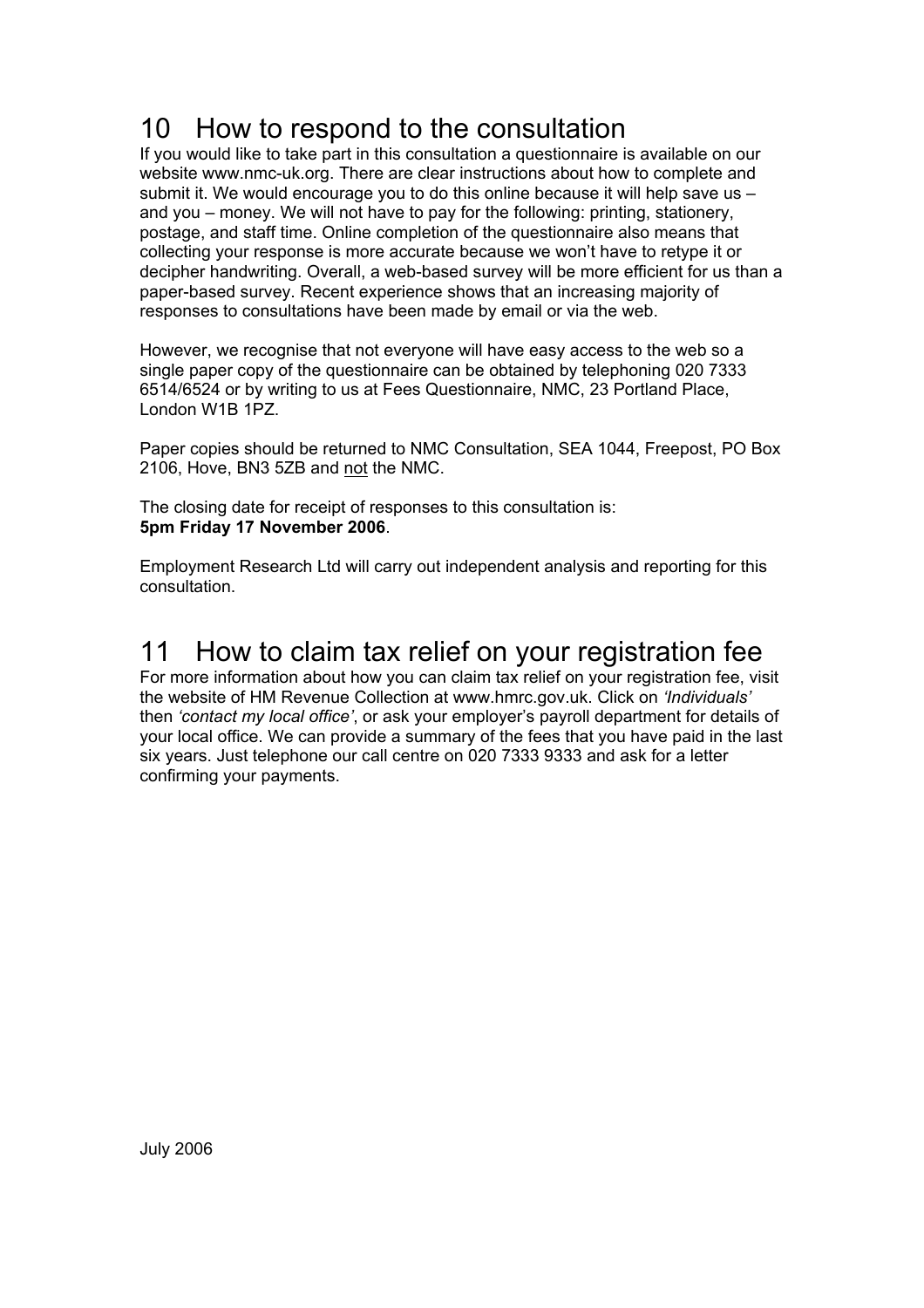## 10 How to respond to the consultation

If you would like to take part in this consultation a questionnaire is available on our website www.nmc-uk.org. There are clear instructions about how to complete and submit it. We would encourage you to do this online because it will help save us – and you – money. We will not have to pay for the following: printing, stationery, postage, and staff time. Online completion of the questionnaire also means that collecting your response is more accurate because we won't have to retype it or decipher handwriting. Overall, a web-based survey will be more efficient for us than a paper-based survey. Recent experience shows that an increasing majority of responses to consultations have been made by email or via the web.

However, we recognise that not everyone will have easy access to the web so a single paper copy of the questionnaire can be obtained by telephoning 020 7333 6514/6524 or by writing to us at Fees Questionnaire, NMC, 23 Portland Place, London W1B 1PZ.

Paper copies should be returned to NMC Consultation, SEA 1044, Freepost, PO Box 2106, Hove, BN3 5ZB and <u>not</u> the NMC.

The closing date for receipt of responses to this consultation is:
**5pm Friday 17 November 2006**.

Employment Research Ltd will carry out independent analysis and reporting for this consultation.

## 11 How to claim tax relief on your registration fee

For more information about how you can claim tax relief on your registration fee, visit the website of HM Revenue Collection at www.hmrc.gov.uk. Click on *'Individuals'* then *'contact my local office'*, or ask your employer's payroll department for details of your local office. We can provide a summary of the fees that you have paid in the last six years. Just telephone our call centre on 020 7333 9333 and ask for a letter confirming your payments.

July 2006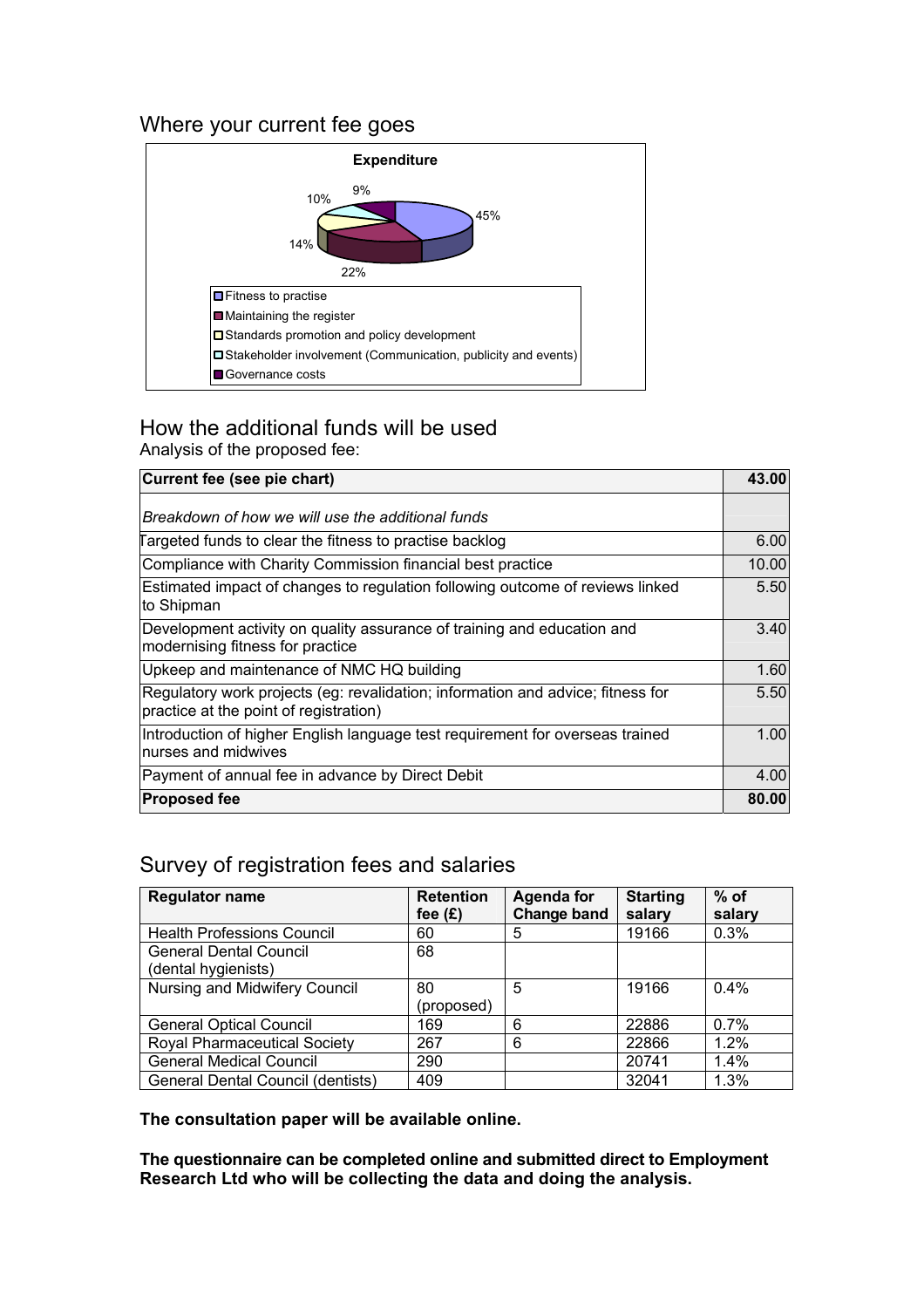## Where your current fee goes

Expenditure

9%

10%

45%

14%

22%

Fitness to practise

Maintaining the register

Standards promotion and policy development

Stakeholder involvement (Communication, publicity and events)

Governance costs

## How the additional funds will be used

Analysis of the proposed fee:

| **Current fee (see pie chart)** | **43.00** |
|---|---|
| *Breakdown of how we will use the additional funds* | |
| Targeted funds to clear the fitness to practise backlog | 6.00 |
| Compliance with Charity Commission financial best practice | 10.00 |
| Estimated impact of changes to regulation following outcome of reviews linked to Shipman | 5.50 |
| Development activity on quality assurance of training and education and modernising fitness for practice | 3.40 |
| Upkeep and maintenance of NMC HQ building | 1.60 |
| Regulatory work projects (eg: revalidation; information and advice; fitness for practice at the point of registration) | 5.50 |
| Introduction of higher English language test requirement for overseas trained nurses and midwives | 1.00 |
| Payment of annual fee in advance by Direct Debit | 4.00 |
| **Proposed fee** | **80.00** |

## Survey of registration fees and salaries

| Regulator name | Retention fee (£) | Agenda for Change band | Starting salary | % of salary |
|---|---|---|---|---|
| Health Professions Council | 60 | 5 | 19166 | 0.3% |
| General Dental Council (dental hygienists) | 68 | | | |
| Nursing and Midwifery Council | 80 (proposed) | 5 | 19166 | 0.4% |
| General Optical Council | 169 | 6 | 22886 | 0.7% |
| Royal Pharmaceutical Society | 267 | 6 | 22866 | 1.2% |
| General Medical Council | 290 | | 20741 | 1.4% |
| General Dental Council (dentists) | 409 | | 32041 | 1.3% |

**The consultation paper will be available online.**

**The questionnaire can be completed online and submitted direct to Employment Research Ltd who will be collecting the data and doing the analysis.**